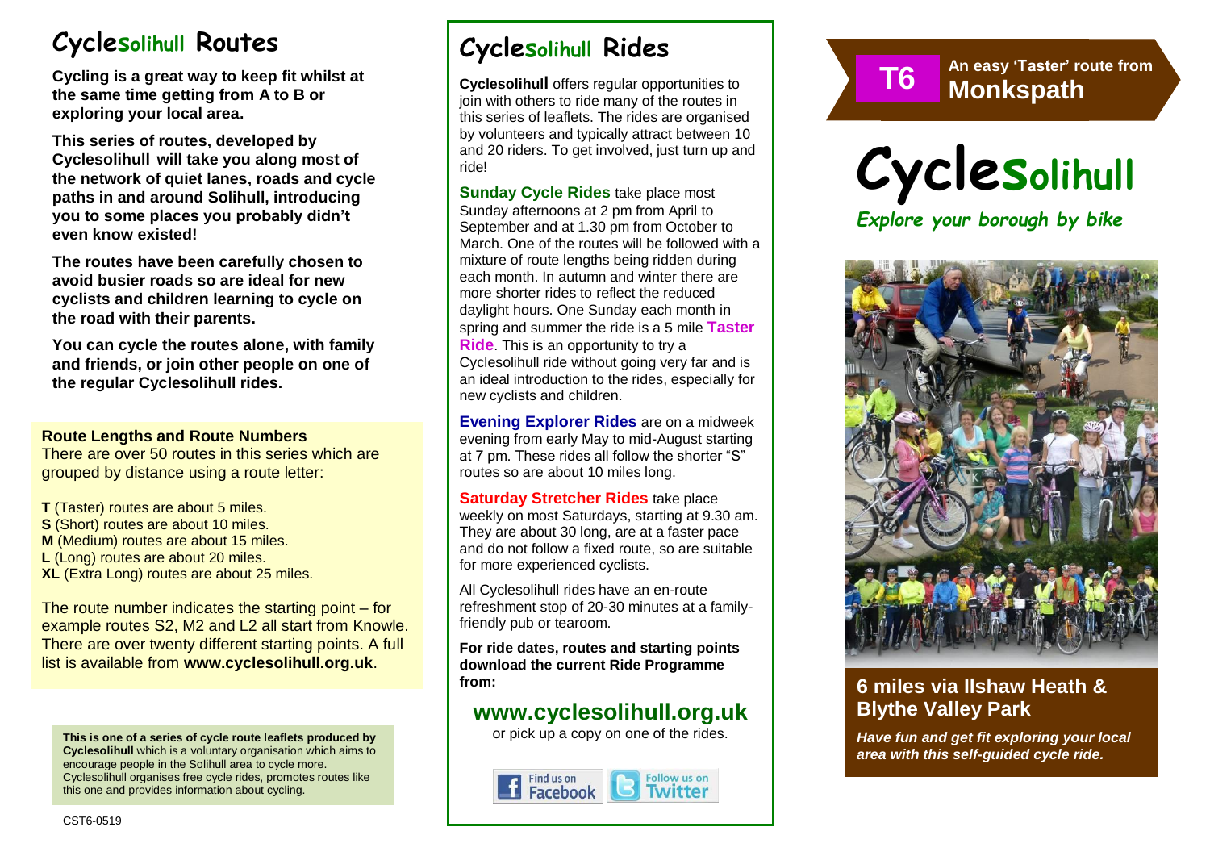# Cyclesolihull Routes

**Cycling is a great way to keep fit whilst at the same time getting from A to B or exploring your local area.**

**This series of routes, developed by Cyclesolihull will take you along most of the network of quiet lanes, roads and cycle paths in and around Solihull, introducing you to some places you probably didn't even know existed!**

**The routes have been carefully chosen to avoid busier roads so are ideal for new cyclists and children learning to cycle on the road with their parents.**

**You can cycle the routes alone, with family and friends, or join other people on one of the regular Cyclesolihull rides.**

### Route Lengths and Route Numbers

There are over 50 routes in this series which are grouped by distance using a route letter:

**T** (Taster) routes are about 5 miles.
**S** (Short) routes are about 10 miles.
**M** (Medium) routes are about 15 miles.
**L** (Long) routes are about 20 miles.
**XL** (Extra Long) routes are about 25 miles.

The route number indicates the starting point – for example routes S2, M2 and L2 all start from Knowle. There are over twenty different starting points. A full list is available from **www.cyclesolihull.org.uk**.

**This is one of a series of cycle route leaflets produced by Cyclesolihull** which is a voluntary organisation which aims to encourage people in the Solihull area to cycle more. Cyclesolihull organises free cycle rides, promotes routes like this one and provides information about cycling.

CST6-0519

# Cyclesolihull Rides

**Cyclesolihull** offers regular opportunities to join with others to ride many of the routes in this series of leaflets. The rides are organised by volunteers and typically attract between 10 and 20 riders. To get involved, just turn up and ride!

**Sunday Cycle Rides** take place most Sunday afternoons at 2 pm from April to September and at 1.30 pm from October to March. One of the routes will be followed with a mixture of route lengths being ridden during each month. In autumn and winter there are more shorter rides to reflect the reduced daylight hours. One Sunday each month in spring and summer the ride is a 5 mile **Taster Ride**. This is an opportunity to try a Cyclesolihull ride without going very far and is an ideal introduction to the rides, especially for new cyclists and children.

**Evening Explorer Rides** are on a midweek evening from early May to mid-August starting at 7 pm. These rides all follow the shorter "S" routes so are about 10 miles long.

**Saturday Stretcher Rides** take place weekly on most Saturdays, starting at 9.30 am. They are about 30 long, are at a faster pace and do not follow a fixed route, so are suitable for more experienced cyclists.

All Cyclesolihull rides have an en-route refreshment stop of 20-30 minutes at a family-friendly pub or tearoom.

**For ride dates, routes and starting points download the current Ride Programme from:**

## www.cyclesolihull.org.uk

or pick up a copy on one of the rides.

Find us on Facebook | Follow us on Twitter

**T6** An easy 'Taster' route from **Monkspath**

# Cyclesolihull

*Explore your borough by bike*

## 6 miles via Ilshaw Heath & Blythe Valley Park

***Have fun and get fit exploring your local area with this self-guided cycle ride.***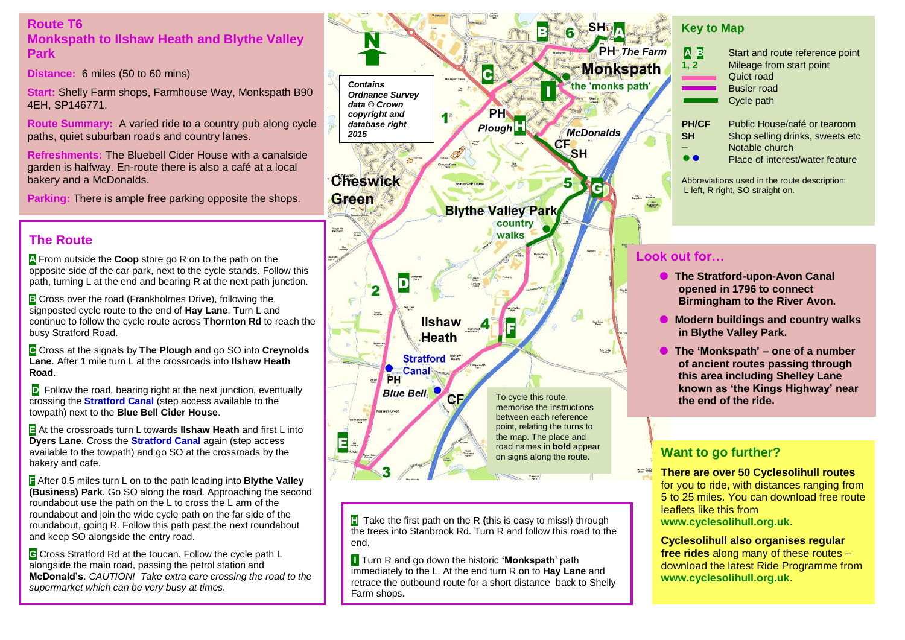## Route T6

## Monkspath to Ilshaw Heath and Blythe Valley Park

**Distance:** 6 miles (50 to 60 mins)

**Start:** Shelly Farm shops, Farmhouse Way, Monkspath B90 4EH, SP146771.

**Route Summary:** A varied ride to a country pub along cycle paths, quiet suburban roads and country lanes.

**Refreshments:** The Bluebell Cider House with a canalside garden is halfway. En-route there is also a café at a local bakery and a McDonalds.

**Parking:** There is ample free parking opposite the shops.

## The Route

**A** From outside the **Coop** store go R on to the path on the opposite side of the car park, next to the cycle stands. Follow this path, turning L at the end and bearing R at the next path junction.

**B** Cross over the road (Frankholmes Drive), following the signposted cycle route to the end of **Hay Lane**. Turn L and continue to follow the cycle route across **Thornton Rd** to reach the busy Stratford Road.

**C** Cross at the signals by **The Plough** and go SO into **Creynolds Lane**. After 1 mile turn L at the crossroads into **Ilshaw Heath Road**.

**D** Follow the road, bearing right at the next junction, eventually crossing the **Stratford Canal** (step access available to the towpath) next to the **Blue Bell Cider House**.

**E** At the crossroads turn L towards **Ilshaw Heath** and first L into **Dyers Lane**. Cross the **Stratford Canal** again (step access available to the towpath) and go SO at the crossroads by the bakery and cafe.

**F** After 0.5 miles turn L on to the path leading into **Blythe Valley (Business) Park**. Go SO along the road. Approaching the second roundabout use the path on the L to cross the L arm of the roundabout and join the wide cycle path on the far side of the roundabout, going R. Follow this path past the next roundabout and keep SO alongside the entry road.

**G** Cross Stratford Rd at the toucan. Follow the cycle path L alongside the main road, passing the petrol station and **McDonald's**. *CAUTION! Take extra care crossing the road to the supermarket which can be very busy at times.*

**H** Take the first path on the R **(**this is easy to miss!) through the trees into Stanbrook Rd. Turn R and follow this road to the end.

**I** Turn R and go down the historic **'Monkspath**' path immediately to the L. At the end turn R on to **Hay Lane** and retrace the outbound route for a short distance back to Shelly Farm shops.

N

*Contains Ordnance Survey data © Crown copyright and database right 2015*

SH A 6 B PH The Farm C Monkspath the 'monks path' I 1 PH Plough H McDonalds CF SH 5 G Cheswick Green Blythe Valley Park country walks D 2 Ilshaw Heath 4 F Stratford Canal PH Blue Bell CF E 3

To cycle this route, memorise the instructions between each reference point, relating the turns to the map. The place and road names in **bold** appear on signs along the route.

## Key to Map

| | |
|---|---|
| A B | Start and route reference point |
| 1, 2 | Mileage from start point |
| | Quiet road |
| | Busier road |
| | Cycle path |
| PH/CF | Public House/café or tearoom |
| SH | Shop selling drinks, sweets etc |
| | Notable church |
| | Place of interest/water feature |

Abbreviations used in the route description: L left, R right, SO straight on.

## Look out for…

- **The Stratford-upon-Avon Canal opened in 1796 to connect Birmingham to the River Avon.**
- **Modern buildings and country walks in Blythe Valley Park.**
- **The 'Monkspath' – one of a number of ancient routes passing through this area including Shelley Lane known as 'the Kings Highway' near the end of the ride.**

## Want to go further?

**There are over 50 Cyclesolihull routes** for you to ride, with distances ranging from 5 to 25 miles. You can download free route leaflets like this from **www.cyclesolihull.org.uk**.

**Cyclesolihull also organises regular free rides** along many of these routes – download the latest Ride Programme from **www.cyclesolihull.org.uk**.